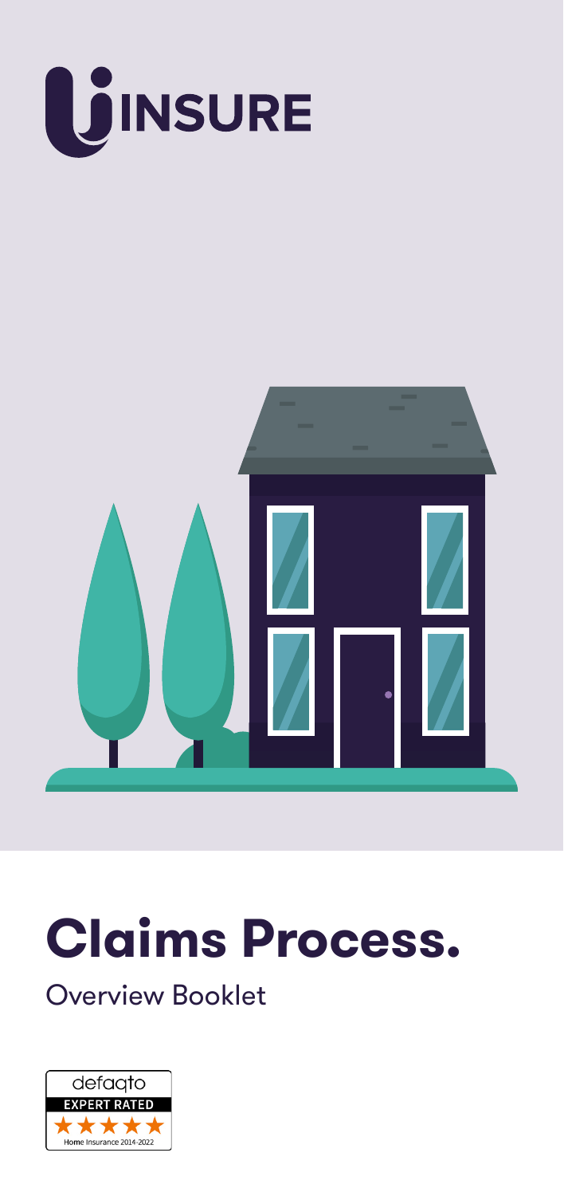INSURE

# Claims Process.

Overview Booklet

defaqto
EXPERT RATED
Home Insurance 2014-2022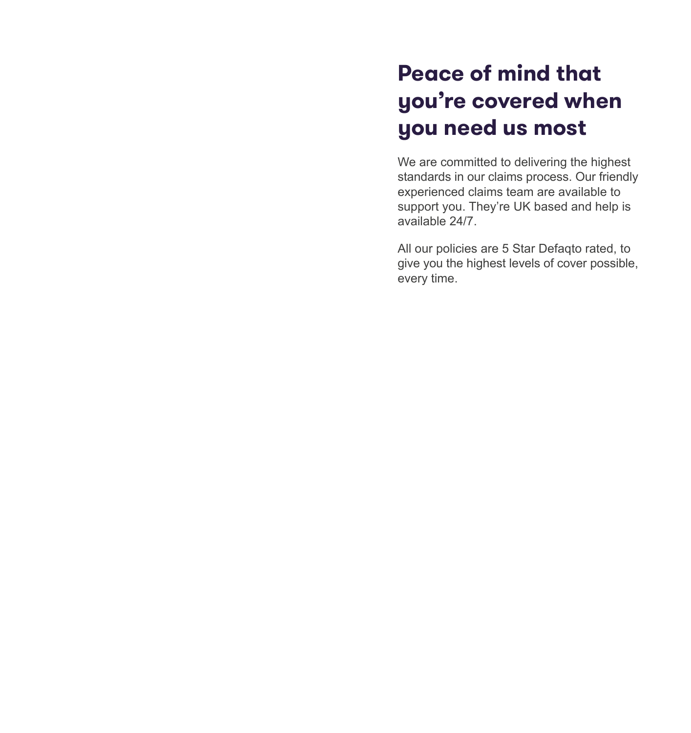# Peace of mind that you're covered when you need us most

We are committed to delivering the highest standards in our claims process. Our friendly experienced claims team are available to support you. They're UK based and help is available 24/7.

All our policies are 5 Star Defaqto rated, to give you the highest levels of cover possible, every time.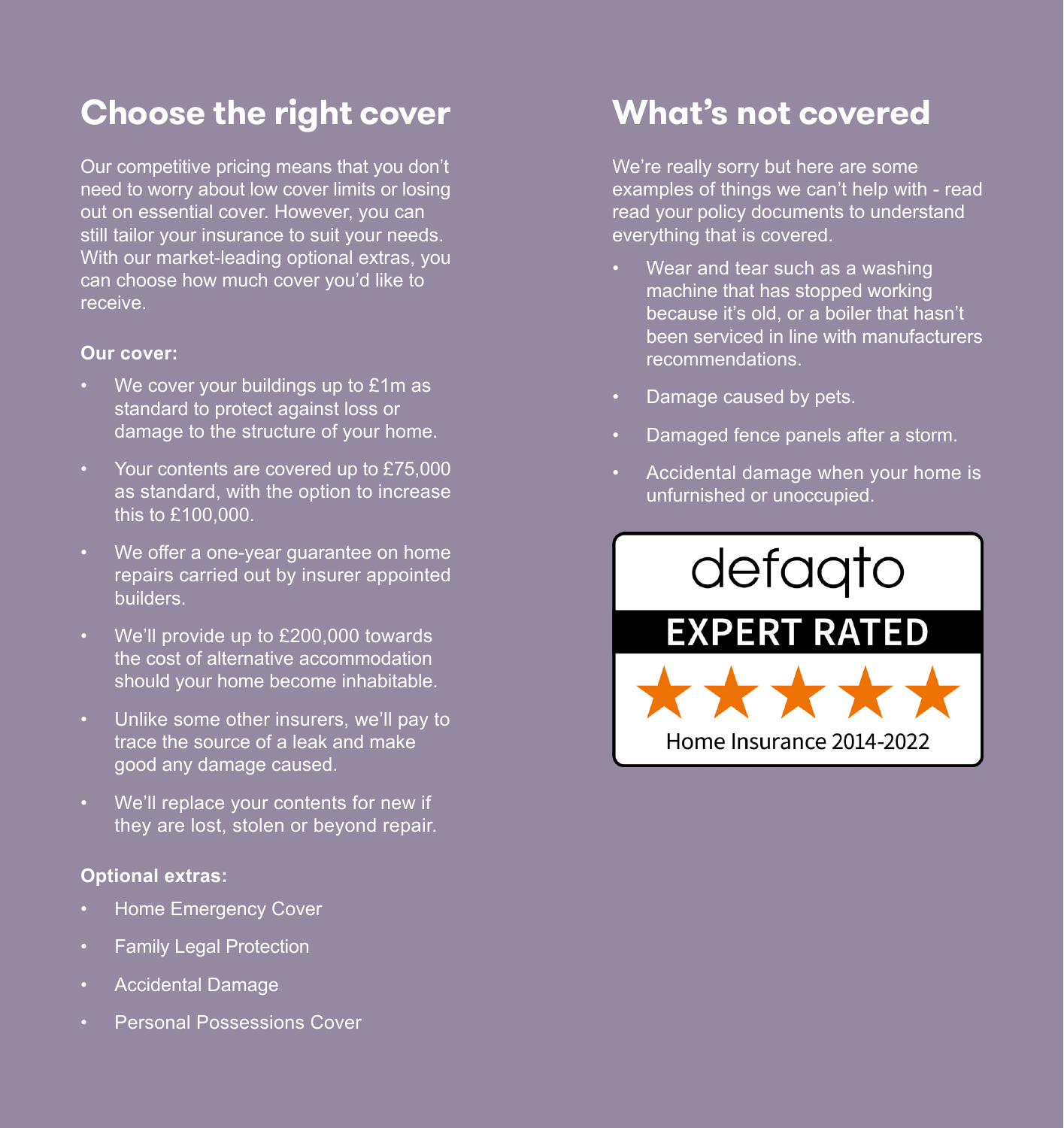## Choose the right cover

Our competitive pricing means that you don't need to worry about low cover limits or losing out on essential cover. However, you can still tailor your insurance to suit your needs. With our market-leading optional extras, you can choose how much cover you'd like to receive.

**Our cover:**

- We cover your buildings up to £1m as standard to protect against loss or damage to the structure of your home.
- Your contents are covered up to £75,000 as standard, with the option to increase this to £100,000.
- We offer a one-year guarantee on home repairs carried out by insurer appointed builders.
- We'll provide up to £200,000 towards the cost of alternative accommodation should your home become inhabitable.
- Unlike some other insurers, we'll pay to trace the source of a leak and make good any damage caused.
- We'll replace your contents for new if they are lost, stolen or beyond repair.

**Optional extras:**

- Home Emergency Cover
- Family Legal Protection
- Accidental Damage
- Personal Possessions Cover

## What's not covered

We're really sorry but here are some examples of things we can't help with - read read your policy documents to understand everything that is covered.

- Wear and tear such as a washing machine that has stopped working because it's old, or a boiler that hasn't been serviced in line with manufacturers recommendations.
- Damage caused by pets.
- Damaged fence panels after a storm.
- Accidental damage when your home is unfurnished or unoccupied.

defaqto
EXPERT RATED
★★★★★
Home Insurance 2014-2022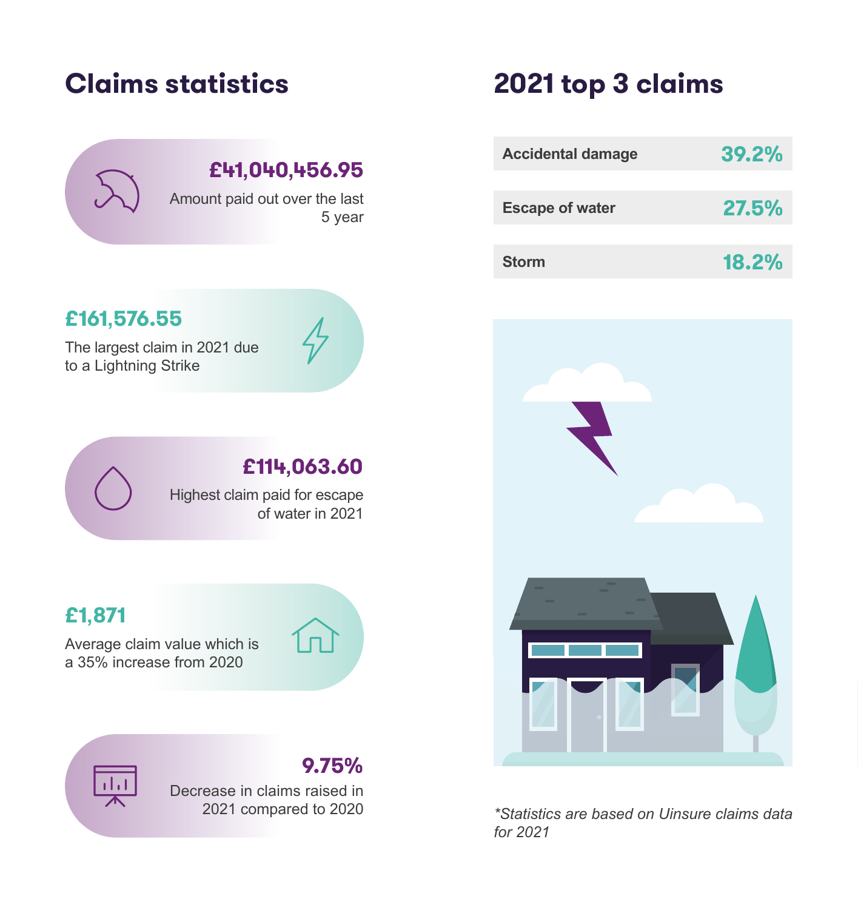## Claims statistics

**£41,040,456.95**
Amount paid out over the last 5 year

**£161,576.55**
The largest claim in 2021 due to a Lightning Strike

**£114,063.60**
Highest claim paid for escape of water in 2021

**£1,871**
Average claim value which is a 35% increase from 2020

**9.75%**
Decrease in claims raised in 2021 compared to 2020

## 2021 top 3 claims

| Claim | % |
|---|---|
| Accidental damage | 39.2% |
| Escape of water | 27.5% |
| Storm | 18.2% |

*\*Statistics are based on Uinsure claims data for 2021*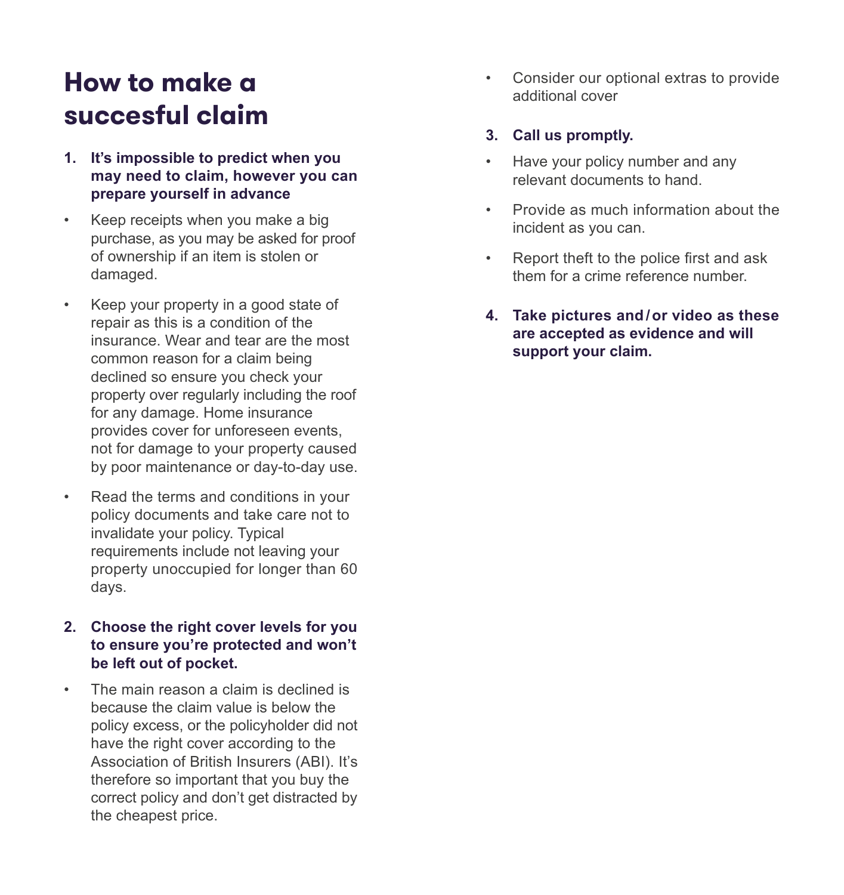# How to make a succesful claim

1. **It's impossible to predict when you may need to claim, however you can prepare yourself in advance**

- Keep receipts when you make a big purchase, as you may be asked for proof of ownership if an item is stolen or damaged.
- Keep your property in a good state of repair as this is a condition of the insurance. Wear and tear are the most common reason for a claim being declined so ensure you check your property over regularly including the roof for any damage. Home insurance provides cover for unforeseen events, not for damage to your property caused by poor maintenance or day-to-day use.
- Read the terms and conditions in your policy documents and take care not to invalidate your policy. Typical requirements include not leaving your property unoccupied for longer than 60 days.

2. **Choose the right cover levels for you to ensure you're protected and won't be left out of pocket.**

- The main reason a claim is declined is because the claim value is below the policy excess, or the policyholder did not have the right cover according to the Association of British Insurers (ABI). It's therefore so important that you buy the correct policy and don't get distracted by the cheapest price.
- Consider our optional extras to provide additional cover

3. **Call us promptly.**

- Have your policy number and any relevant documents to hand.
- Provide as much information about the incident as you can.
- Report theft to the police first and ask them for a crime reference number.

4. **Take pictures and / or video as these are accepted as evidence and will support your claim.**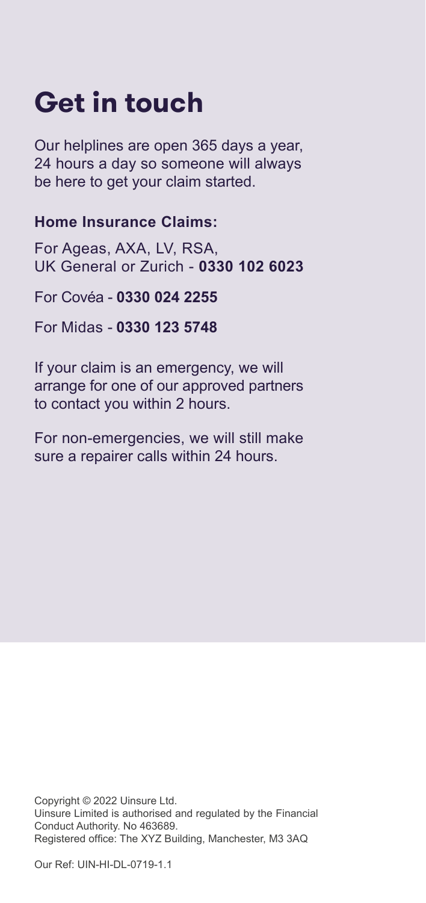# Get in touch

Our helplines are open 365 days a year, 24 hours a day so someone will always be here to get your claim started.

**Home Insurance Claims:**

For Ageas, AXA, LV, RSA, UK General or Zurich - **0330 102 6023**

For Covéa - **0330 024 2255**

For Midas - **0330 123 5748**

If your claim is an emergency, we will arrange for one of our approved partners to contact you within 2 hours.

For non-emergencies, we will still make sure a repairer calls within 24 hours.

Copyright © 2022 Uinsure Ltd.
Uinsure Limited is authorised and regulated by the Financial Conduct Authority. No 463689.
Registered office: The XYZ Building, Manchester, M3 3AQ

Our Ref: UIN-HI-DL-0719-1.1